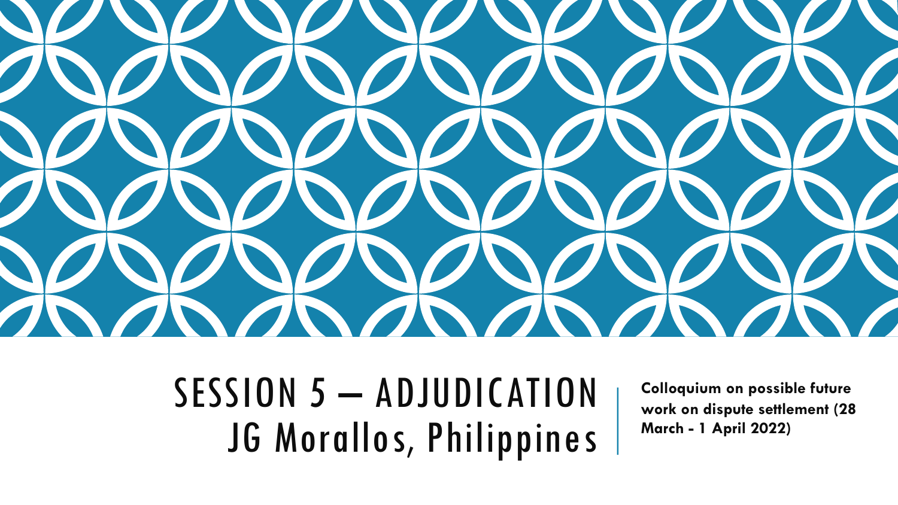# SESSION 5 – ADJUDICATION
# JG Morallos, Philippines

**Colloquium on possible future work on dispute settlement (28 March - 1 April 2022)**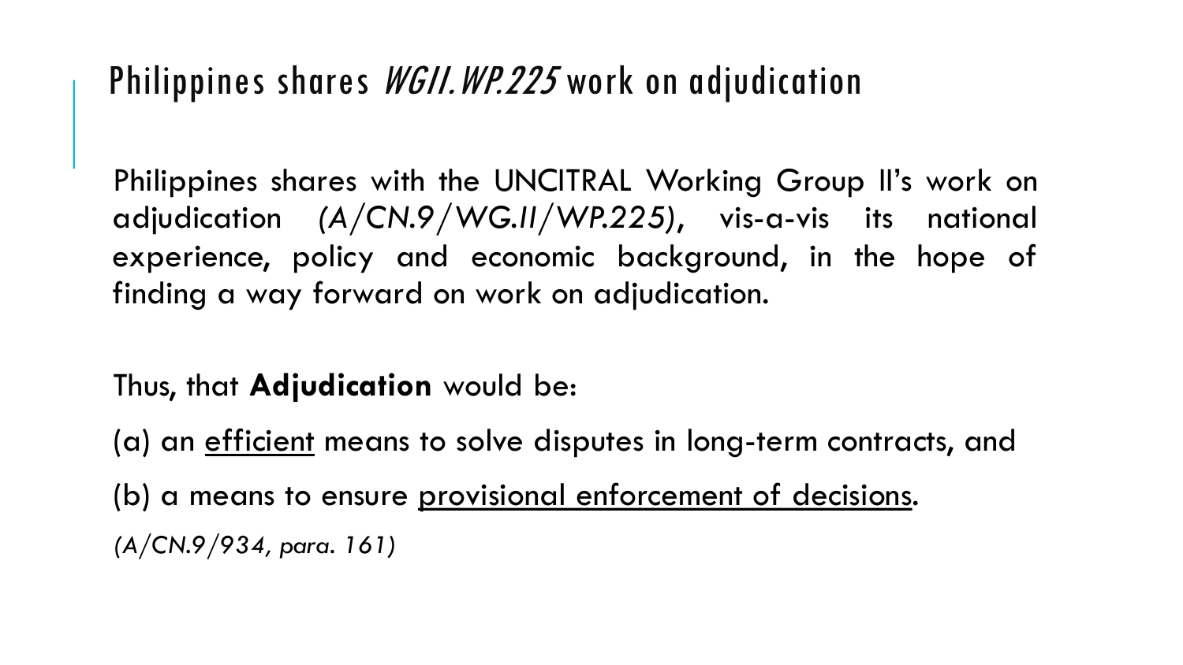# Philippines shares *WGII.WP.225* work on adjudication

Philippines shares with the UNCITRAL Working Group II's work on adjudication *(A/CN.9/WG.II/WP.225)*, vis-a-vis its national experience, policy and economic background, in the hope of finding a way forward on work on adjudication.

Thus, that **Adjudication** would be:

(a) an <u>efficient</u> means to solve disputes in long-term contracts, and

(b) a means to ensure <u>provisional enforcement of decisions</u>.

*(A/CN.9/934, para. 161)*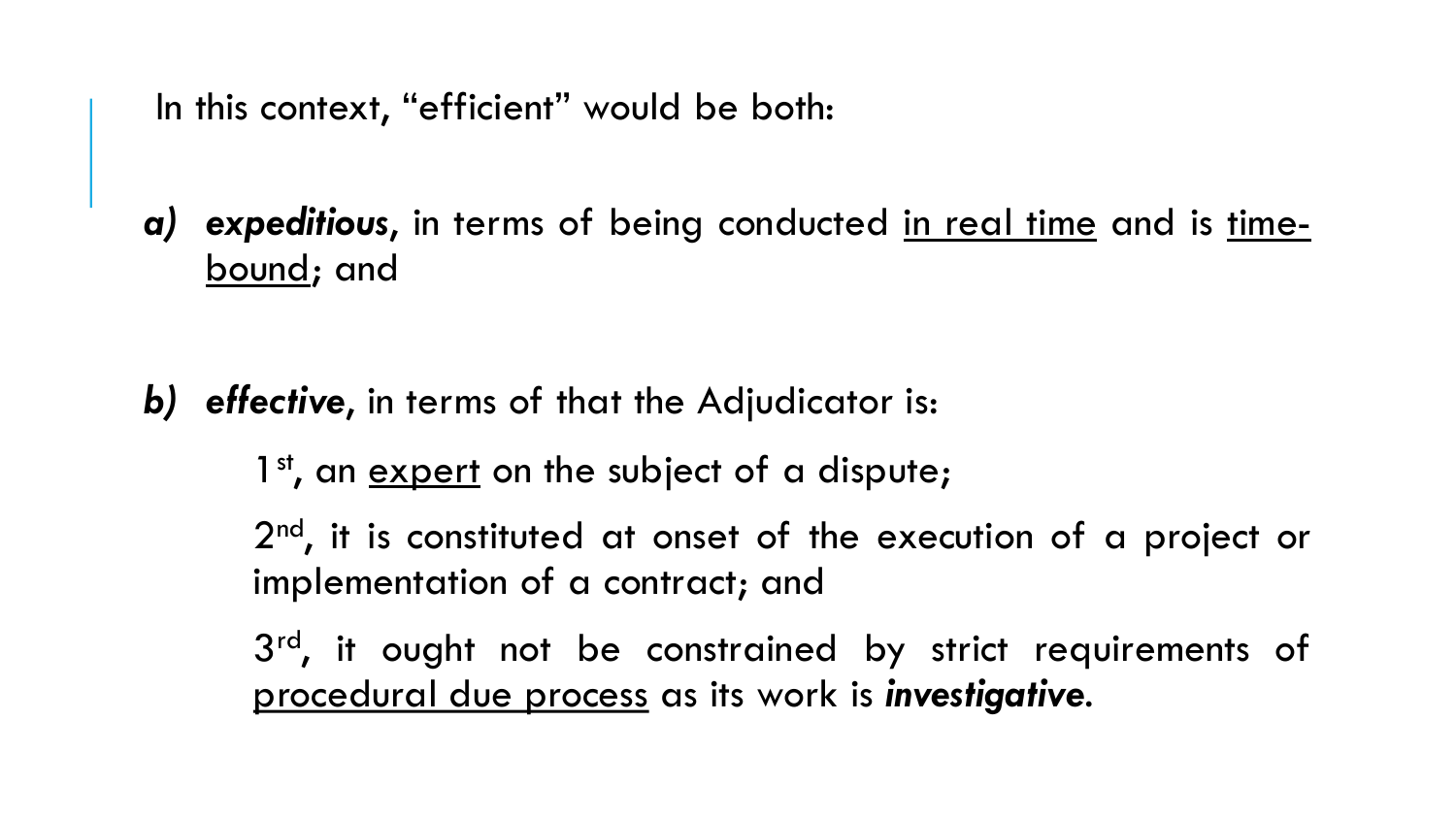In this context, "efficient" would be both:

***a)*** ***expeditious***, in terms of being conducted <u>in real time</u> and is <u>time-bound</u>; and

***b)*** ***effective***, in terms of that the Adjudicator is:

1st, an <u>expert</u> on the subject of a dispute;

2nd, it is constituted at onset of the execution of a project or implementation of a contract; and

3rd, it ought not be constrained by strict requirements of <u>procedural due process</u> as its work is ***investigative***.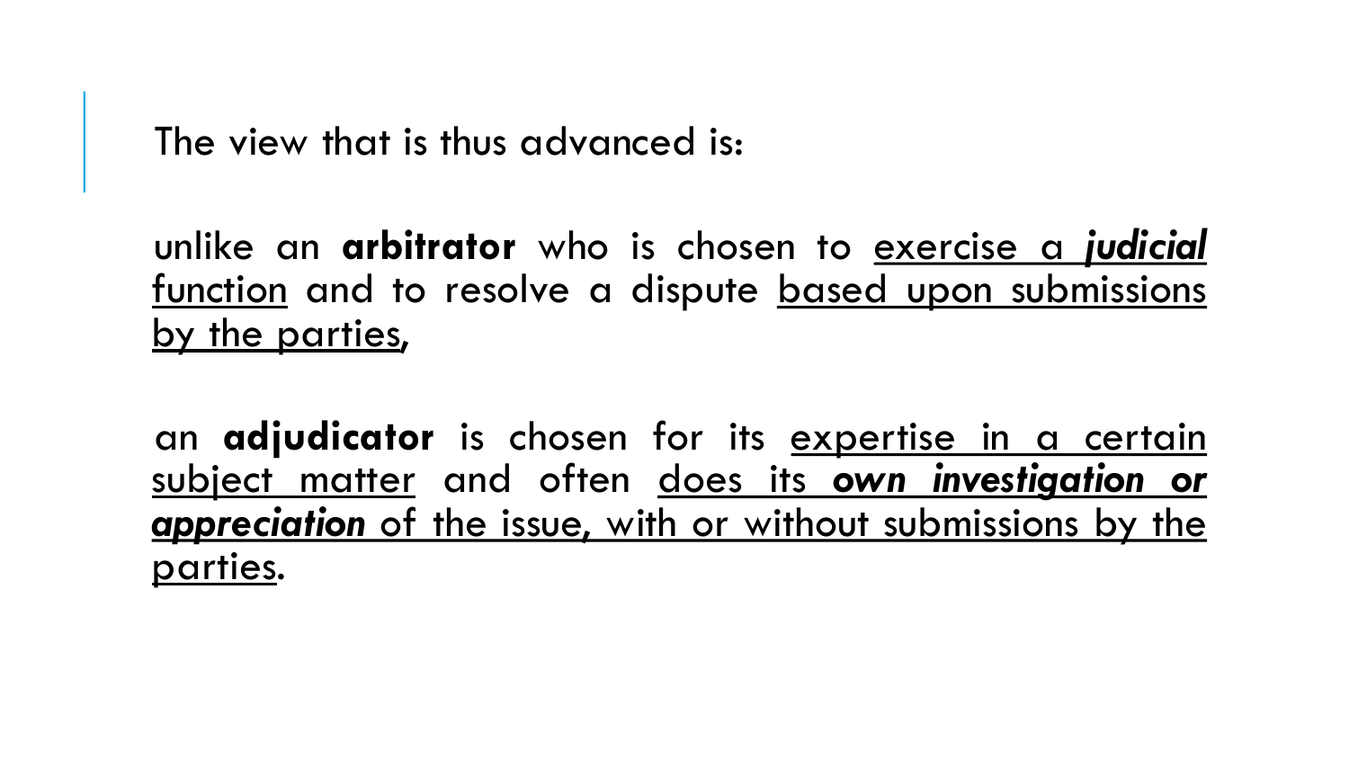The view that is thus advanced is:

unlike an **arbitrator** who is chosen to exercise a ***judicial*** function and to resolve a dispute based upon submissions by the parties,

an **adjudicator** is chosen for its expertise in a certain subject matter and often does its ***own investigation or appreciation*** of the issue, with or without submissions by the parties.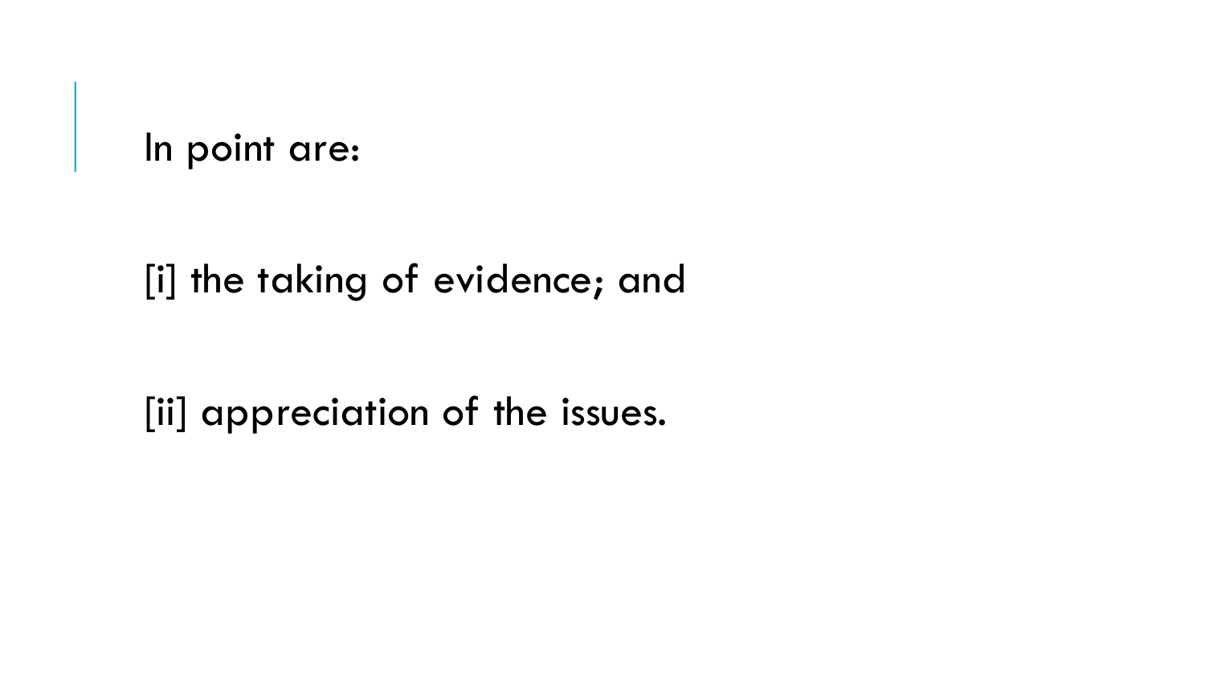## In point are:

[i] the taking of evidence; and

[ii] appreciation of the issues.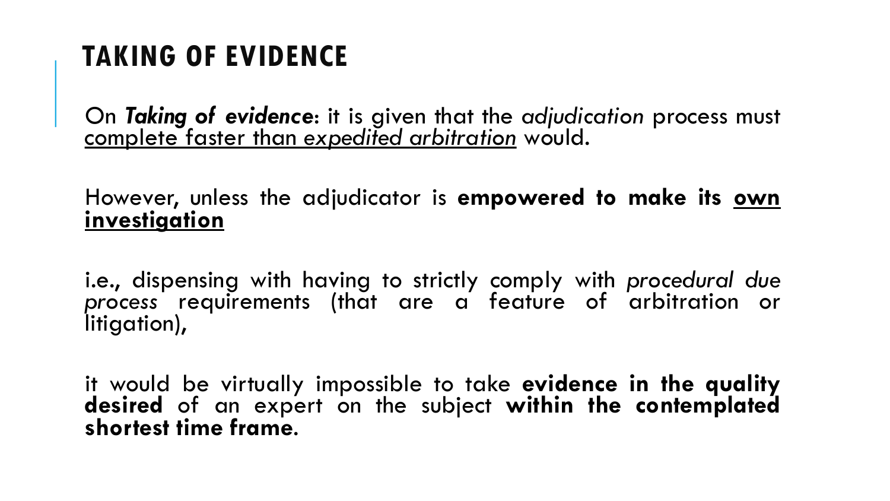# TAKING OF EVIDENCE

On ***Taking of evidence***: it is given that the *adjudication* process must <u>complete faster than *expedited arbitration*</u> would.

However, unless the adjudicator is **empowered to make its <u>own investigation</u>**

i.e., dispensing with having to strictly comply with *procedural due process* requirements (that are a feature of arbitration or litigation),

it would be virtually impossible to take **evidence in the quality desired** of an expert on the subject **within the contemplated shortest time frame**.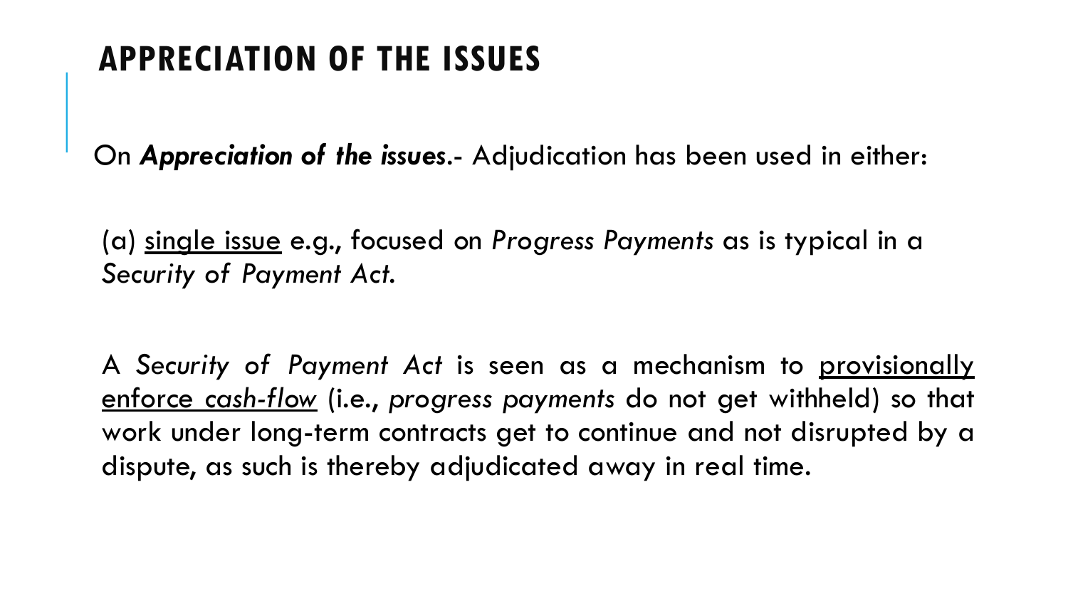# APPRECIATION OF THE ISSUES

On ***Appreciation of the issues***.- Adjudication has been used in either:

(a) <u>single issue</u> e.g., focused on *Progress Payments* as is typical in a *Security of Payment Act.*

A *Security of Payment Act* is seen as a mechanism to <u>provisionally enforce *cash-flow*</u> (i.e., *progress payments* do not get withheld) so that work under long-term contracts get to continue and not disrupted by a dispute, as such is thereby adjudicated away in real time.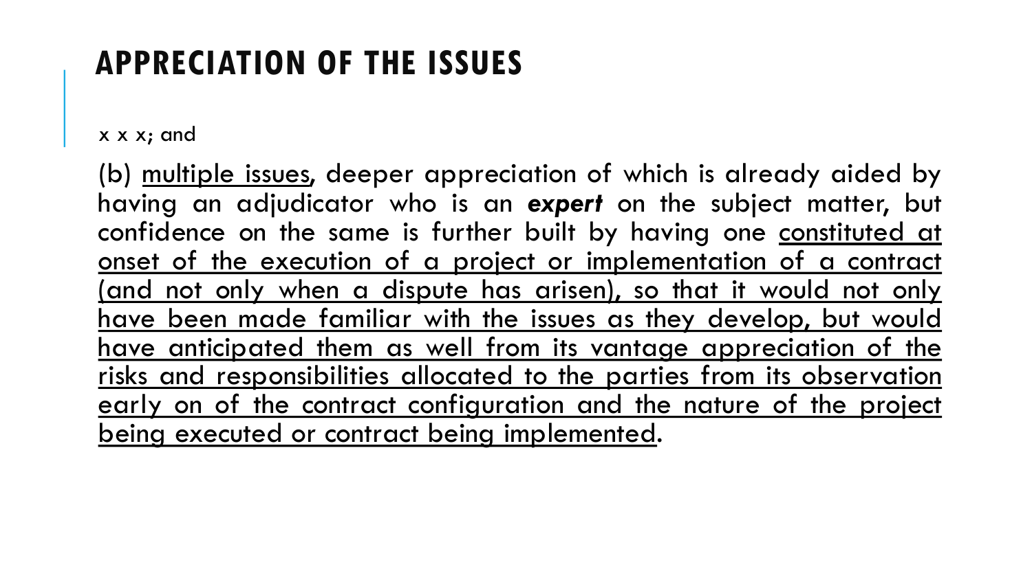# APPRECIATION OF THE ISSUES

x x x; and

(b) <u>multiple issues</u>, deeper appreciation of which is already aided by having an adjudicator who is an ***expert*** on the subject matter, but confidence on the same is further built by having one <u>constituted at onset of the execution of a project or implementation of a contract (and not only when a dispute has arisen), so that it would not only have been made familiar with the issues as they develop, but would have anticipated them as well from its vantage appreciation of the risks and responsibilities allocated to the parties from its observation early on of the contract configuration and the nature of the project being executed or contract being implemented</u>.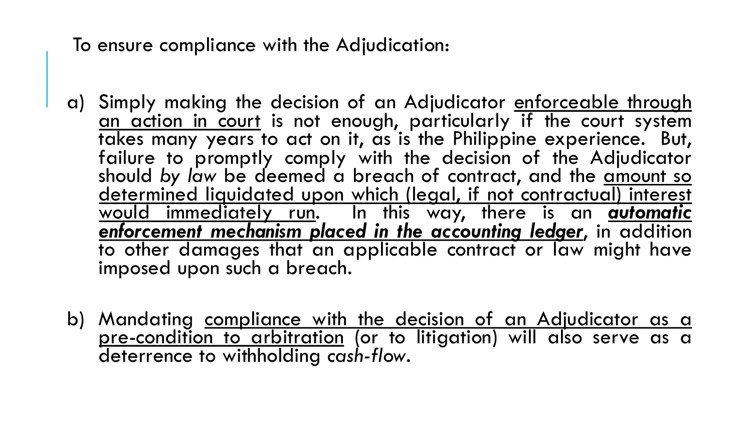To ensure compliance with the Adjudication:

a) Simply making the decision of an Adjudicator <u>enforceable through an action in court</u> is not enough, particularly if the court system takes many years to act on it, as is the Philippine experience. But, failure to promptly comply with the decision of the Adjudicator should *by law* be deemed a breach of contract, and the <u>amount so determined liquidated upon which (legal, if not contractual) interest would immediately run</u>. In this way, there is an ***<u>automatic enforcement mechanism placed in the accounting ledger</u>***, in addition to other damages that an applicable contract or law might have imposed upon such a breach.

b) Mandating <u>compliance with the decision of an Adjudicator as a pre-condition to arbitration</u> (or to litigation) will also serve as a deterrence to withholding *cash-flow*.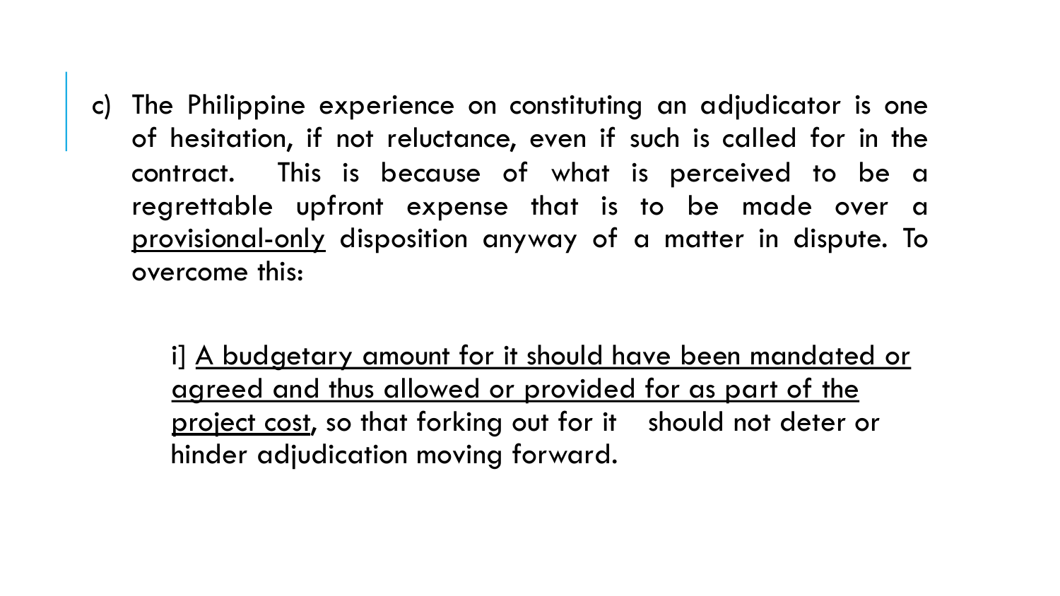c) The Philippine experience on constituting an adjudicator is one of hesitation, if not reluctance, even if such is called for in the contract. This is because of what is perceived to be a regrettable upfront expense that is to be made over a provisional-only disposition anyway of a matter in dispute. To overcome this:

   i] A budgetary amount for it should have been mandated or agreed and thus allowed or provided for as part of the project cost, so that forking out for it should not deter or hinder adjudication moving forward.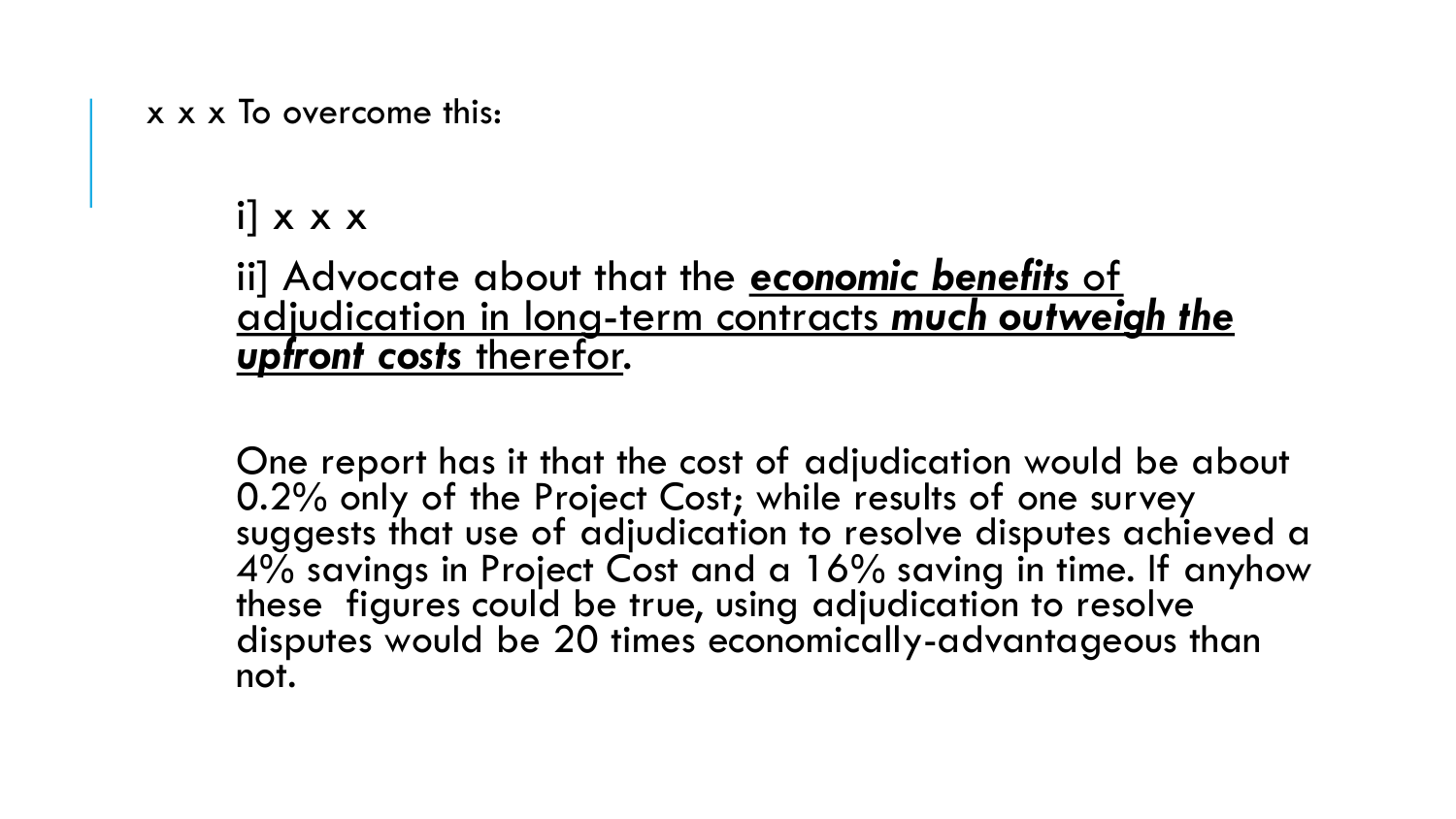x x x To overcome this:

i] x x x

ii] Advocate about that the ***economic benefits*** of adjudication in long-term contracts ***much outweigh the upfront costs*** therefor.

One report has it that the cost of adjudication would be about 0.2% only of the Project Cost; while results of one survey suggests that use of adjudication to resolve disputes achieved a 4% savings in Project Cost and a 16% saving in time. If anyhow these figures could be true, using adjudication to resolve disputes would be 20 times economically-advantageous than not.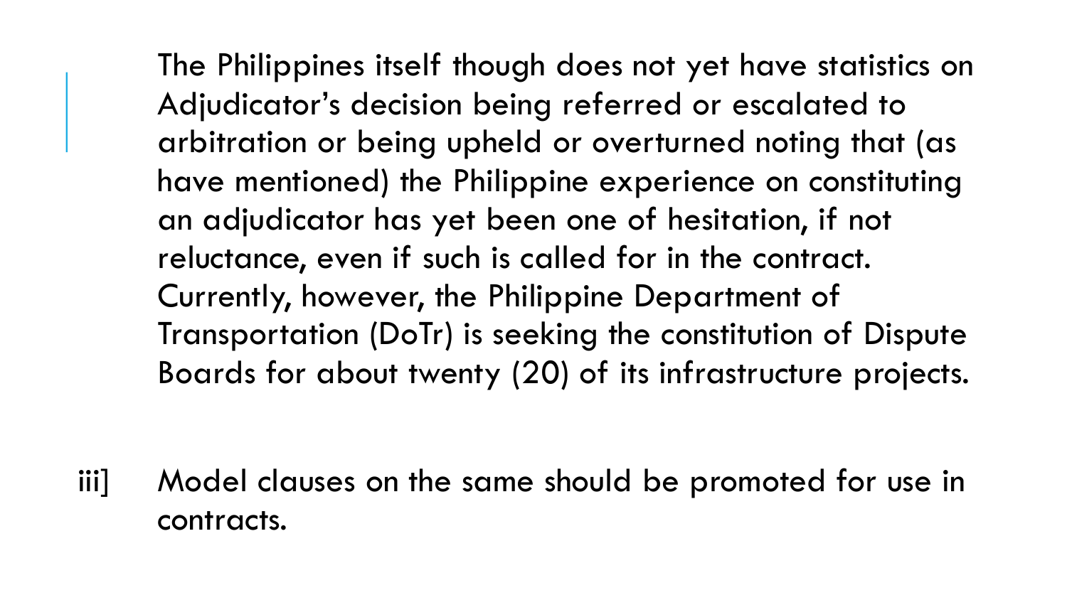The Philippines itself though does not yet have statistics on Adjudicator's decision being referred or escalated to arbitration or being upheld or overturned noting that (as have mentioned) the Philippine experience on constituting an adjudicator has yet been one of hesitation, if not reluctance, even if such is called for in the contract. Currently, however, the Philippine Department of Transportation (DoTr) is seeking the constitution of Dispute Boards for about twenty (20) of its infrastructure projects.

iii] Model clauses on the same should be promoted for use in contracts.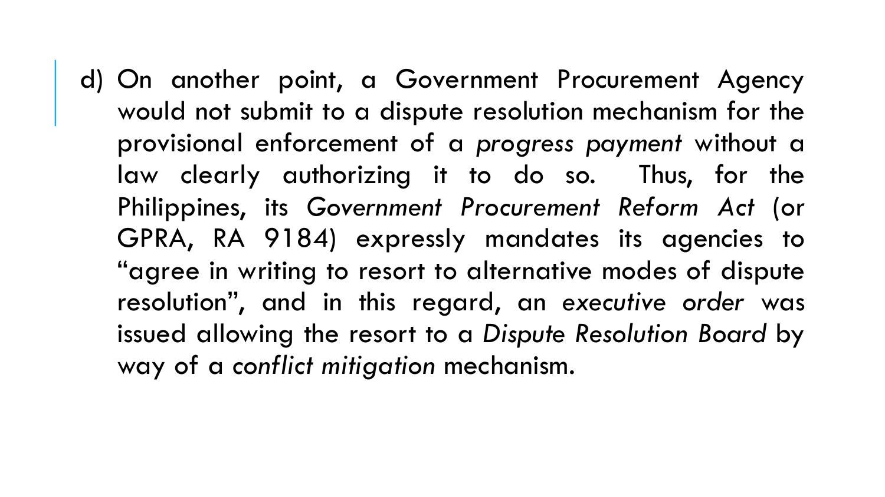d) On another point, a Government Procurement Agency would not submit to a dispute resolution mechanism for the provisional enforcement of a *progress payment* without a law clearly authorizing it to do so. Thus, for the Philippines, its *Government Procurement Reform Act* (or GPRA, RA 9184) expressly mandates its agencies to "agree in writing to resort to alternative modes of dispute resolution", and in this regard, an *executive order* was issued allowing the resort to a *Dispute Resolution Board* by way of a *conflict mitigation* mechanism.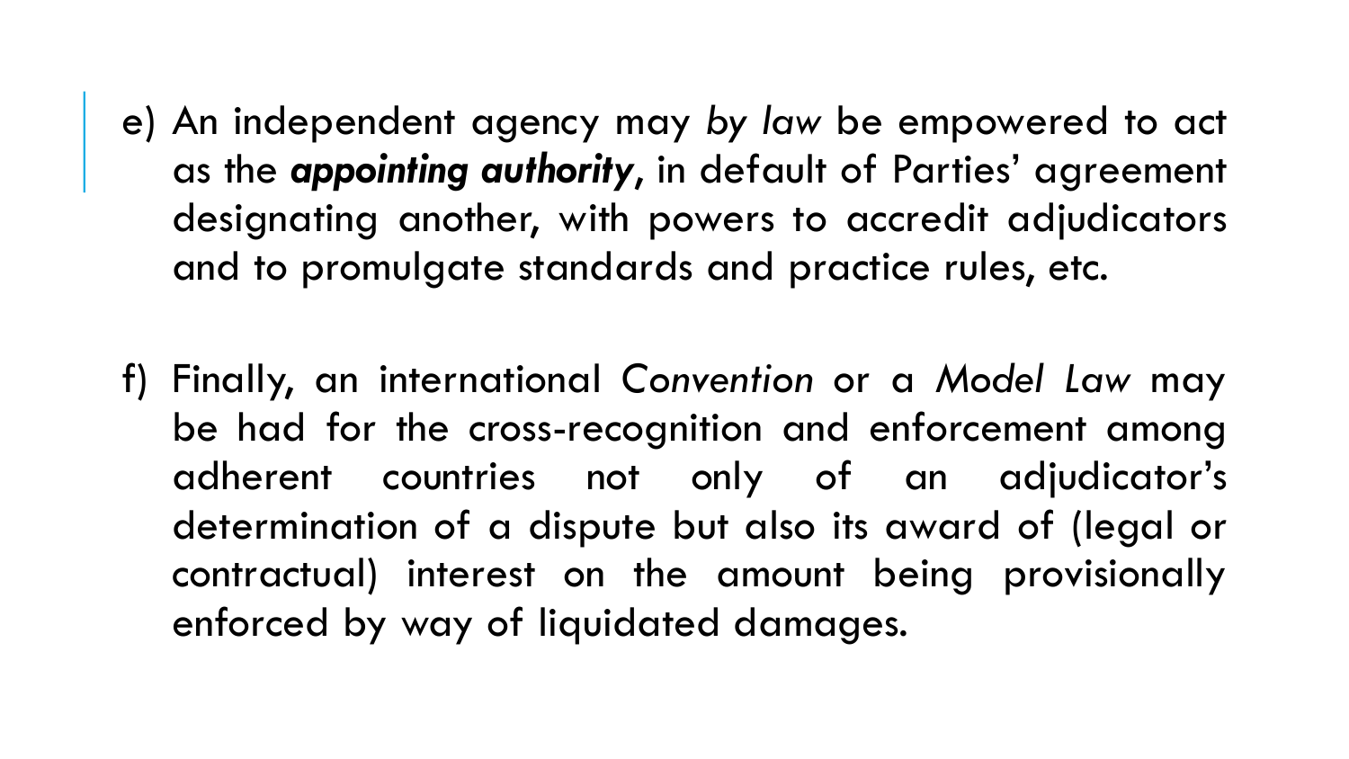e) An independent agency may *by law* be empowered to act as the ***appointing authority***, in default of Parties' agreement designating another, with powers to accredit adjudicators and to promulgate standards and practice rules, etc.

f) Finally, an international *Convention* or a *Model Law* may be had for the cross-recognition and enforcement among adherent countries not only of an adjudicator's determination of a dispute but also its award of (legal or contractual) interest on the amount being provisionally enforced by way of liquidated damages.